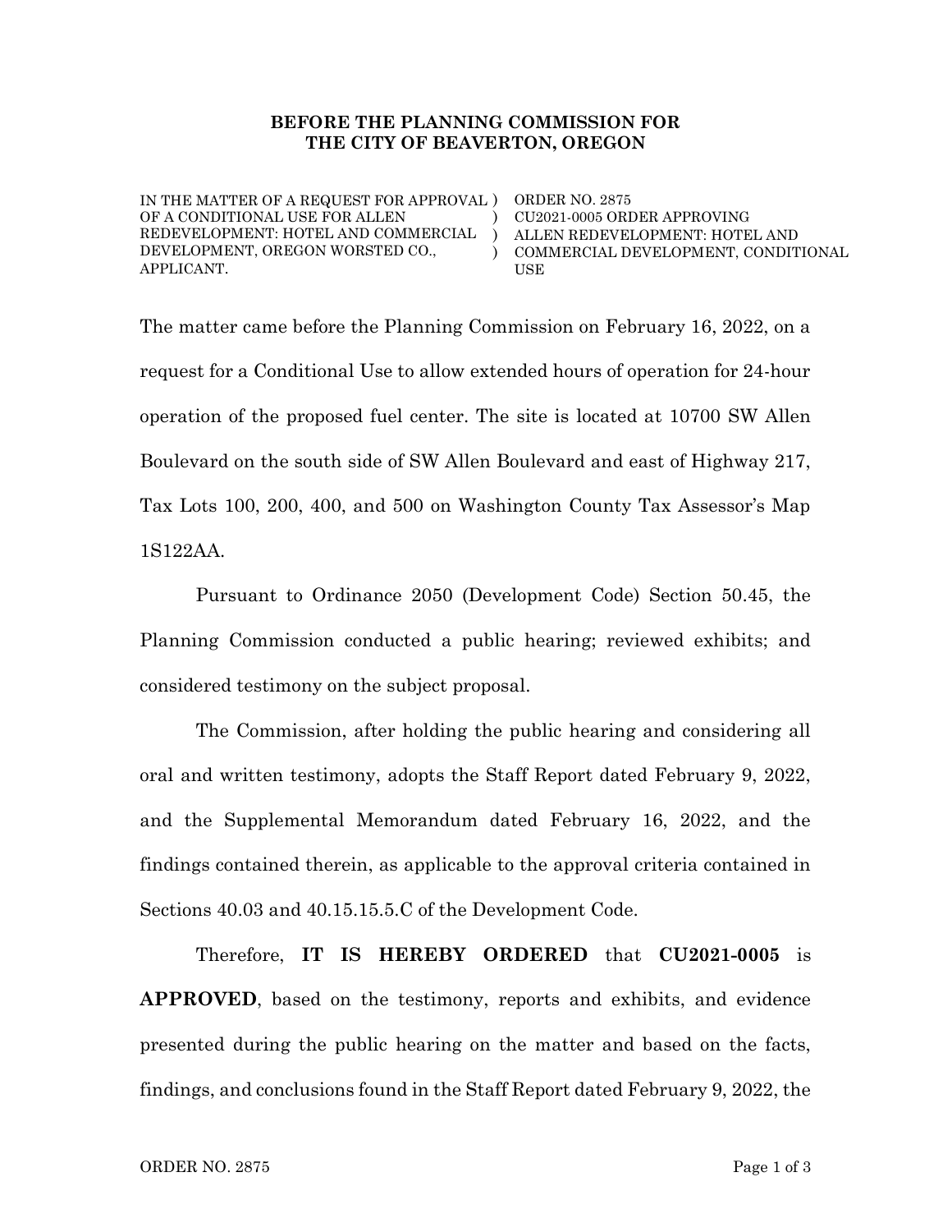**BEFORE THE PLANNING COMMISSION FOR THE CITY OF BEAVERTON, OREGON**

| IN THE MATTER OF A REQUEST FOR APPROVAL OF A CONDITIONAL USE FOR ALLEN REDEVELOPMENT: HOTEL AND COMMERCIAL DEVELOPMENT, OREGON WORSTED CO., APPLICANT. | ) ) ) ) | ORDER NO. 2875 CU2021-0005 ORDER APPROVING ALLEN REDEVELOPMENT: HOTEL AND COMMERCIAL DEVELOPMENT, CONDITIONAL USE |
|---|---|---|

The matter came before the Planning Commission on February 16, 2022, on a request for a Conditional Use to allow extended hours of operation for 24-hour operation of the proposed fuel center. The site is located at 10700 SW Allen Boulevard on the south side of SW Allen Boulevard and east of Highway 217, Tax Lots 100, 200, 400, and 500 on Washington County Tax Assessor's Map 1S122AA.

Pursuant to Ordinance 2050 (Development Code) Section 50.45, the Planning Commission conducted a public hearing; reviewed exhibits; and considered testimony on the subject proposal.

The Commission, after holding the public hearing and considering all oral and written testimony, adopts the Staff Report dated February 9, 2022, and the Supplemental Memorandum dated February 16, 2022, and the findings contained therein, as applicable to the approval criteria contained in Sections 40.03 and 40.15.15.5.C of the Development Code.

Therefore, **IT IS HEREBY ORDERED** that **CU2021-0005** is **APPROVED**, based on the testimony, reports and exhibits, and evidence presented during the public hearing on the matter and based on the facts, findings, and conclusions found in the Staff Report dated February 9, 2022, the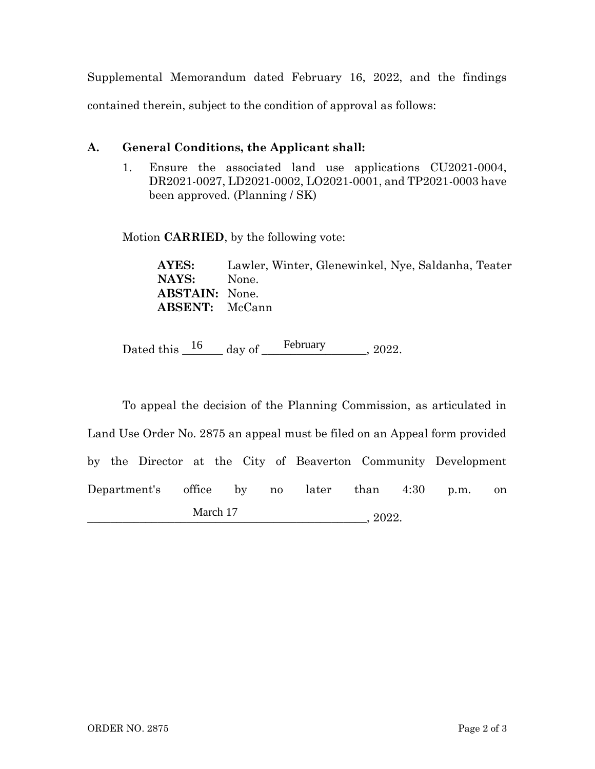Supplemental Memorandum dated February 16, 2022, and the findings contained therein, subject to the condition of approval as follows:

**A. General Conditions, the Applicant shall:**

1. Ensure the associated land use applications CU2021-0004, DR2021-0027, LD2021-0002, LO2021-0001, and TP2021-0003 have been approved. (Planning / SK)

Motion **CARRIED**, by the following vote:

**AYES:** Lawler, Winter, Glenewinkel, Nye, Saldanha, Teater
**NAYS:** None.
**ABSTAIN:** None.
**ABSENT:** McCann

Dated this 16 day of February, 2022.

To appeal the decision of the Planning Commission, as articulated in Land Use Order No. 2875 an appeal must be filed on an Appeal form provided by the Director at the City of Beaverton Community Development Department's office by no later than 4:30 p.m. on March 17, 2022.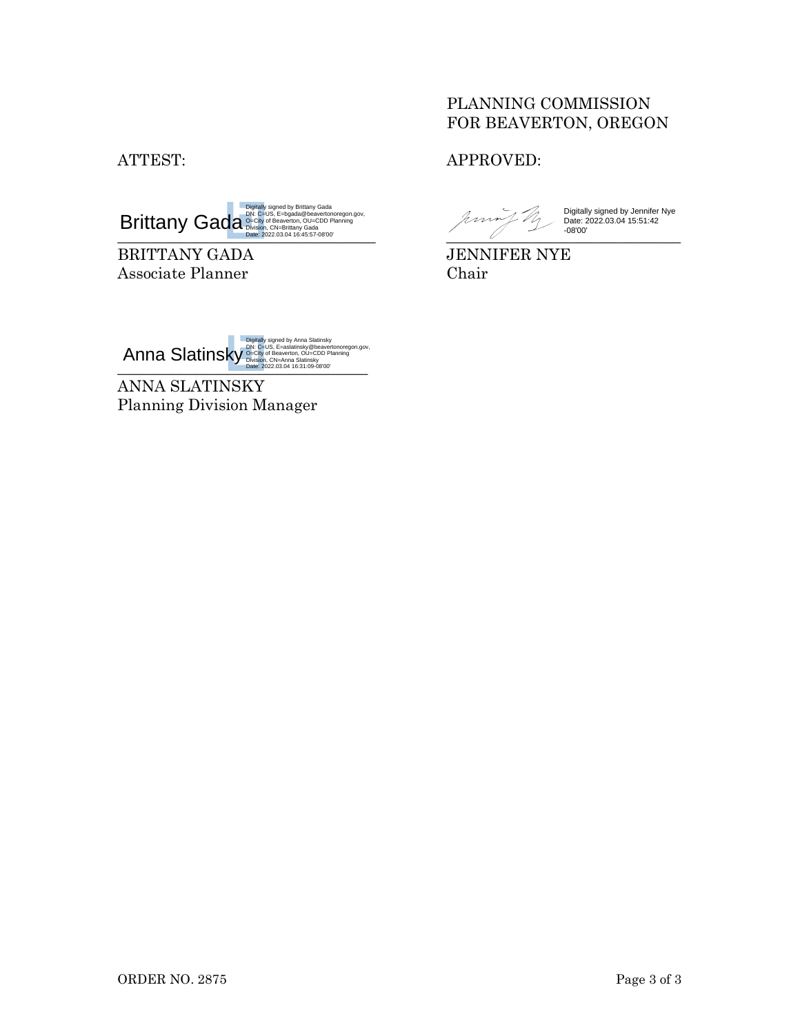PLANNING COMMISSION
FOR BEAVERTON, OREGON

ATTEST:

Brittany Gada

Digitally signed by Brittany Gada
DN: C=US, E=bgada@beavertonoregon.gov, O=City of Beaverton, OU=CDD Planning Division, CN=Brittany Gada
Date: 2022.03.04 16:45:57-08'00'

BRITTANY GADA
Associate Planner

APPROVED:

Digitally signed by Jennifer Nye
Date: 2022.03.04 15:51:42 -08'00'

JENNIFER NYE
Chair

Anna Slatinsky

Digitally signed by Anna Slatinsky
DN: C=US, E=aslatinsky@beavertonoregon.gov, O=City of Beaverton, OU=CDD Planning Division, CN=Anna Slatinsky
Date: 2022.03.04 16:31:09-08'00'

ANNA SLATINSKY
Planning Division Manager

ORDER NO. 2875